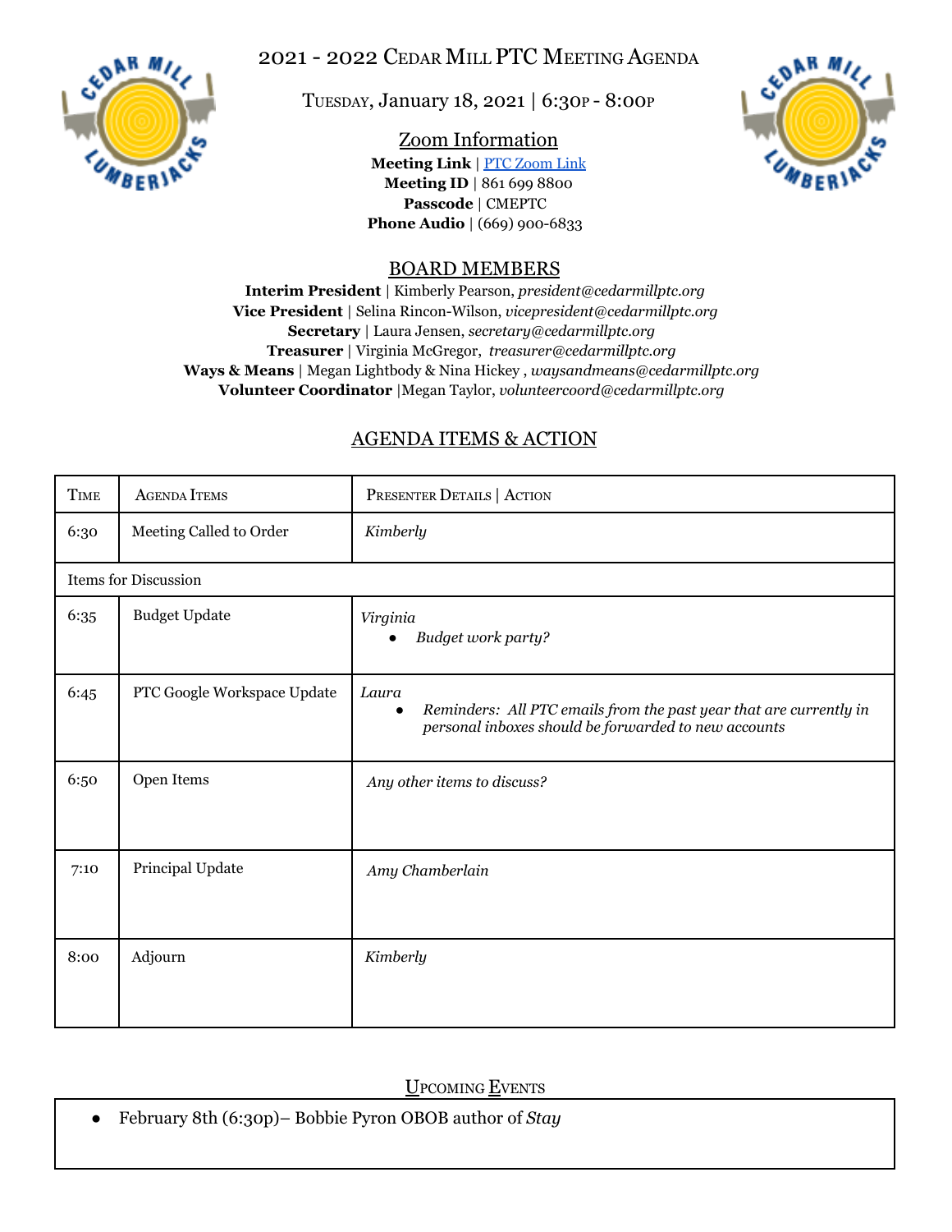# 2021 - 2022 Cedar Mill PTC Meeting Agenda

Tuesday, January 18, 2021 | 6:30p - 8:00p

## Zoom Information

**Meeting Link** | PTC Zoom Link
**Meeting ID** | 861 699 8800
**Passcode** | CMEPTC
**Phone Audio** | (669) 900-6833

## BOARD MEMBERS

**Interim President** | Kimberly Pearson, *president@cedarmillptc.org*
**Vice President** | Selina Rincon-Wilson, *vicepresident@cedarmillptc.org*
**Secretary** | Laura Jensen, *secretary@cedarmillptc.org*
**Treasurer** | Virginia McGregor, *treasurer@cedarmillptc.org*
**Ways & Means** | Megan Lightbody & Nina Hickey , *waysandmeans@cedarmillptc.org*
**Volunteer Coordinator** |Megan Taylor, *volunteercoord@cedarmillptc.org*

## AGENDA ITEMS & ACTION

| Time | Agenda Items | Presenter Details \| Action |
|---|---|---|
| 6:30 | Meeting Called to Order | *Kimberly* |
| Items for Discussion | | |
| 6:35 | Budget Update | *Virginia*<br>• *Budget work party?* |
| 6:45 | PTC Google Workspace Update | *Laura*<br>• *Reminders: All PTC emails from the past year that are currently in personal inboxes should be forwarded to new accounts* |
| 6:50 | Open Items | *Any other items to discuss?* |
| 7:10 | Principal Update | *Amy Chamberlain* |
| 8:00 | Adjourn | *Kimberly* |

## Upcoming Events

- February 8th (6:30p)– Bobbie Pyron OBOB author of *Stay*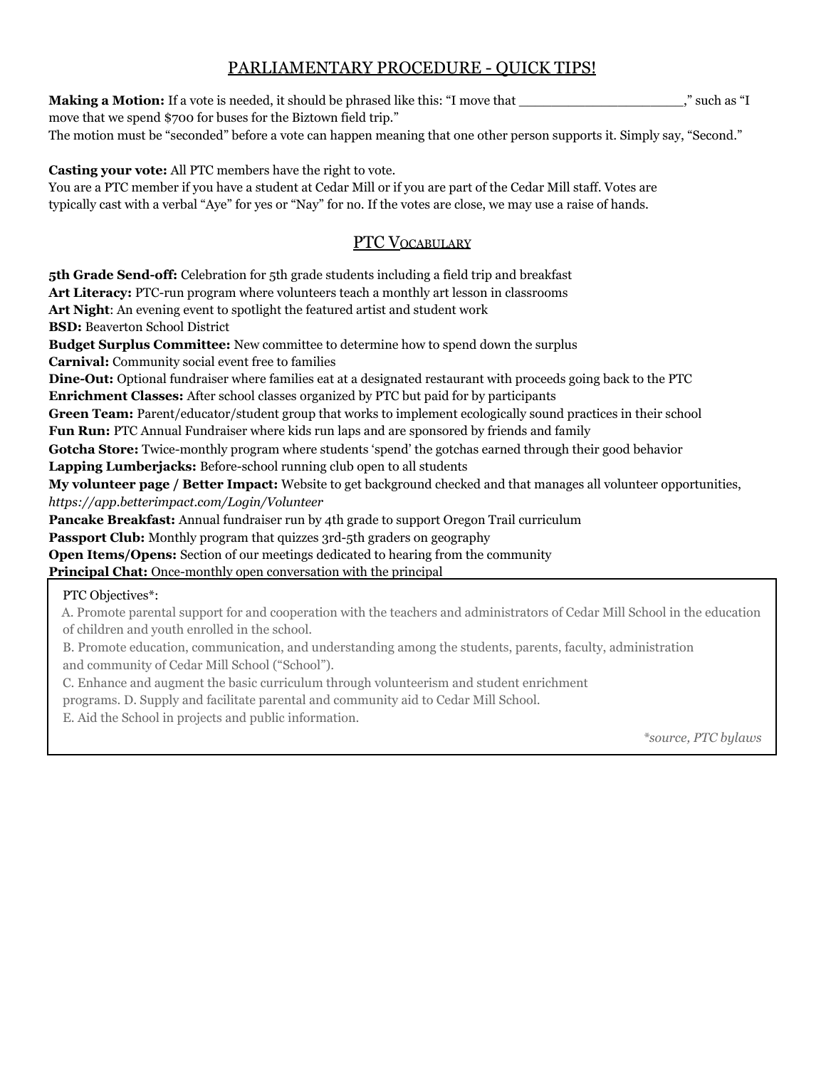## PARLIAMENTARY PROCEDURE - QUICK TIPS!

**Making a Motion:** If a vote is needed, it should be phrased like this: "I move that ____________________," such as "I move that we spend $700 for buses for the Biztown field trip."
The motion must be "seconded" before a vote can happen meaning that one other person supports it. Simply say, "Second."

**Casting your vote:** All PTC members have the right to vote.
You are a PTC member if you have a student at Cedar Mill or if you are part of the Cedar Mill staff. Votes are typically cast with a verbal "Aye" for yes or "Nay" for no. If the votes are close, we may use a raise of hands.

## PTC Vocabulary

**5th Grade Send-off:** Celebration for 5th grade students including a field trip and breakfast
**Art Literacy:** PTC-run program where volunteers teach a monthly art lesson in classrooms
**Art Night**: An evening event to spotlight the featured artist and student work
**BSD:** Beaverton School District
**Budget Surplus Committee:** New committee to determine how to spend down the surplus
**Carnival:** Community social event free to families
**Dine-Out:** Optional fundraiser where families eat at a designated restaurant with proceeds going back to the PTC
**Enrichment Classes:** After school classes organized by PTC but paid for by participants
**Green Team:** Parent/educator/student group that works to implement ecologically sound practices in their school
**Fun Run:** PTC Annual Fundraiser where kids run laps and are sponsored by friends and family
**Gotcha Store:** Twice-monthly program where students 'spend' the gotchas earned through their good behavior
**Lapping Lumberjacks:** Before-school running club open to all students
**My volunteer page / Better Impact:** Website to get background checked and that manages all volunteer opportunities, *https://app.betterimpact.com/Login/Volunteer*
**Pancake Breakfast:** Annual fundraiser run by 4th grade to support Oregon Trail curriculum
**Passport Club:** Monthly program that quizzes 3rd-5th graders on geography
**Open Items/Opens:** Section of our meetings dedicated to hearing from the community
**Principal Chat:** Once-monthly open conversation with the principal

PTC Objectives*:

A. Promote parental support for and cooperation with the teachers and administrators of Cedar Mill School in the education of children and youth enrolled in the school.
B. Promote education, communication, and understanding among the students, parents, faculty, administration and community of Cedar Mill School ("School").
C. Enhance and augment the basic curriculum through volunteerism and student enrichment programs. D. Supply and facilitate parental and community aid to Cedar Mill School.
E. Aid the School in projects and public information.

*\*source, PTC bylaws*